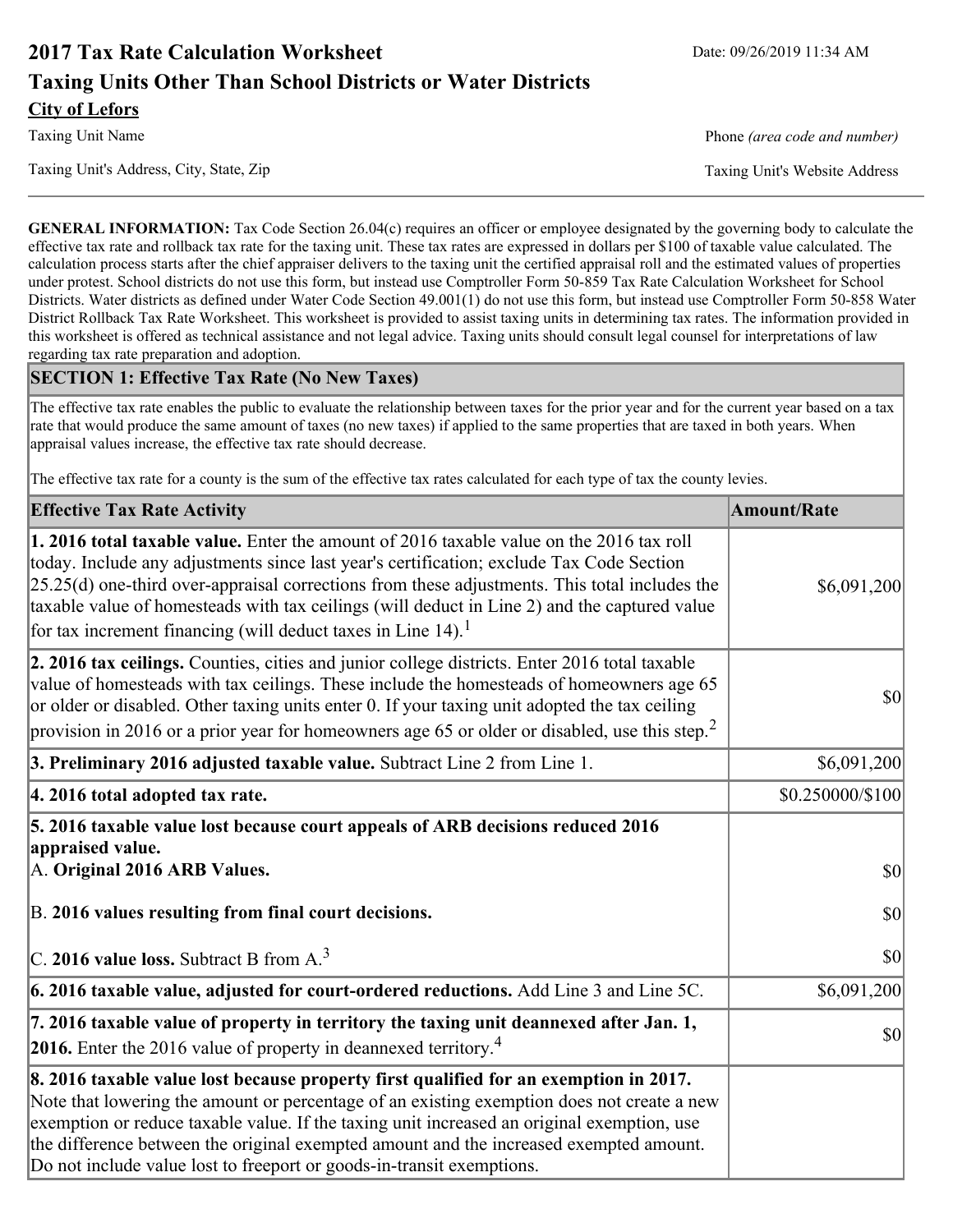# 2017 Tax Rate Calculation Worksheet

Date: 09/26/2019 11:34 AM

## Taxing Units Other Than School Districts or Water Districts

**City of Lefors**

Taxing Unit Name

Phone *(area code and number)*

Taxing Unit's Address, City, State, Zip

Taxing Unit's Website Address

**GENERAL INFORMATION:** Tax Code Section 26.04(c) requires an officer or employee designated by the governing body to calculate the effective tax rate and rollback tax rate for the taxing unit. These tax rates are expressed in dollars per $100 of taxable value calculated. The calculation process starts after the chief appraiser delivers to the taxing unit the certified appraisal roll and the estimated values of properties under protest. School districts do not use this form, but instead use Comptroller Form 50-859 Tax Rate Calculation Worksheet for School Districts. Water districts as defined under Water Code Section 49.001(1) do not use this form, but instead use Comptroller Form 50-858 Water District Rollback Tax Rate Worksheet. This worksheet is provided to assist taxing units in determining tax rates. The information provided in this worksheet is offered as technical assistance and not legal advice. Taxing units should consult legal counsel for interpretations of law regarding tax rate preparation and adoption.

### SECTION 1: Effective Tax Rate (No New Taxes)

The effective tax rate enables the public to evaluate the relationship between taxes for the prior year and for the current year based on a tax rate that would produce the same amount of taxes (no new taxes) if applied to the same properties that are taxed in both years. When appraisal values increase, the effective tax rate should decrease.

The effective tax rate for a county is the sum of the effective tax rates calculated for each type of tax the county levies.

| Effective Tax Rate Activity | Amount/Rate |
|---|---|
| **1. 2016 total taxable value.** Enter the amount of 2016 taxable value on the 2016 tax roll today. Include any adjustments since last year's certification; exclude Tax Code Section 25.25(d) one-third over-appraisal corrections from these adjustments. This total includes the taxable value of homesteads with tax ceilings (will deduct in Line 2) and the captured value for tax increment financing (will deduct taxes in Line 14).[1] | $6,091,200 |
| **2. 2016 tax ceilings.** Counties, cities and junior college districts. Enter 2016 total taxable value of homesteads with tax ceilings. These include the homesteads of homeowners age 65 or older or disabled. Other taxing units enter 0. If your taxing unit adopted the tax ceiling provision in 2016 or a prior year for homeowners age 65 or older or disabled, use this step.[2] | $0 |
| **3. Preliminary 2016 adjusted taxable value.** Subtract Line 2 from Line 1. | $6,091,200 |
| **4. 2016 total adopted tax rate.** | $0.250000/$100 |
| **5. 2016 taxable value lost because court appeals of ARB decisions reduced 2016 appraised value.** | |
| A. **Original 2016 ARB Values.** | $0 |
| B. **2016 values resulting from final court decisions.** | $0 |
| C. **2016 value loss.** Subtract B from A.[3] | $0 |
| **6. 2016 taxable value, adjusted for court-ordered reductions.** Add Line 3 and Line 5C. | $6,091,200 |
| **7. 2016 taxable value of property in territory the taxing unit deannexed after Jan. 1, 2016.** Enter the 2016 value of property in deannexed territory.[4] | $0 |
| **8. 2016 taxable value lost because property first qualified for an exemption in 2017.** Note that lowering the amount or percentage of an existing exemption does not create a new exemption or reduce taxable value. If the taxing unit increased an original exemption, use the difference between the original exempted amount and the increased exempted amount. Do not include value lost to freeport or goods-in-transit exemptions. | |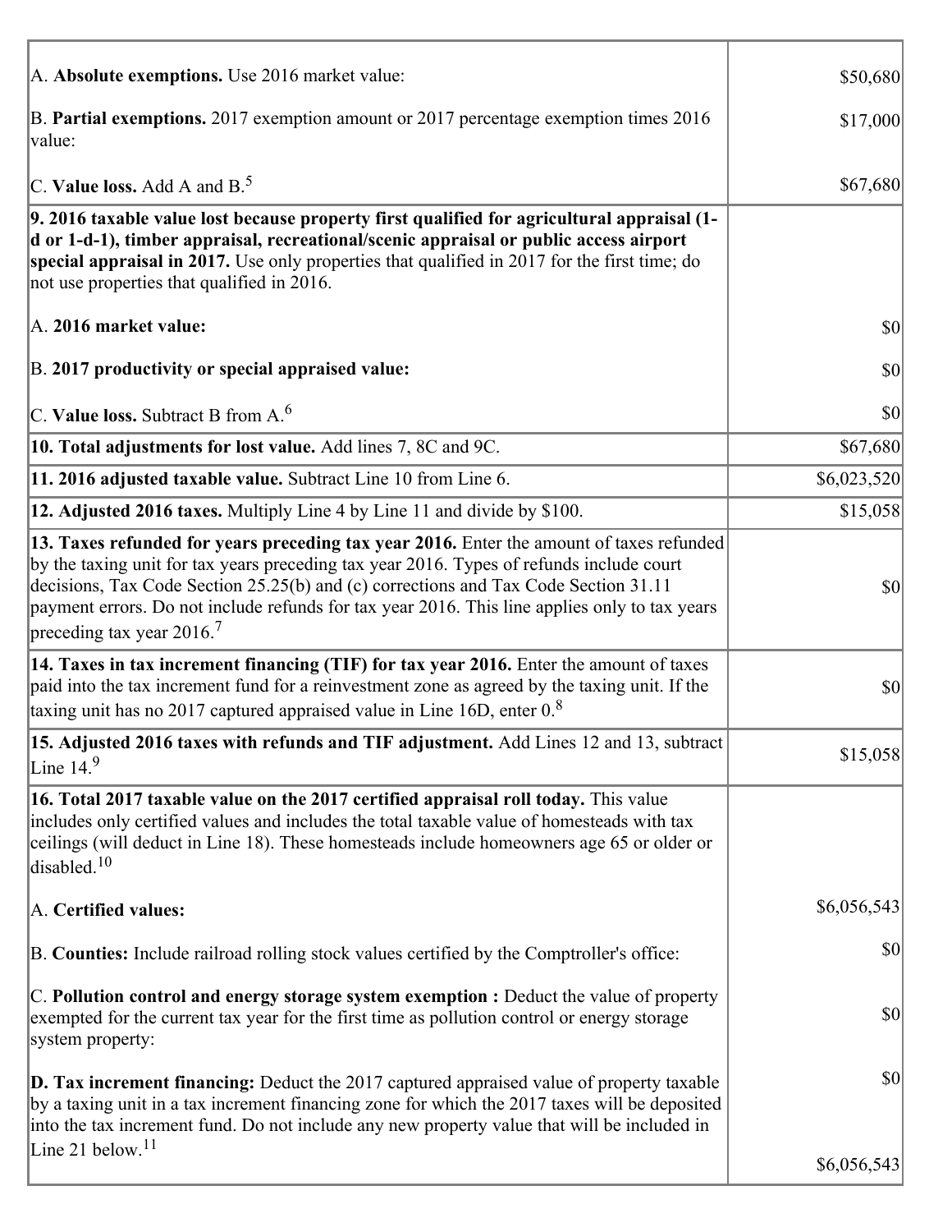| | |
|---|---|
| A. **Absolute exemptions.** Use 2016 market value: | $50,680 |
| B. **Partial exemptions.** 2017 exemption amount or 2017 percentage exemption times 2016 value: | $17,000 |
| C. **Value loss.** Add A and B.[5] | $67,680 |
| **9. 2016 taxable value lost because property first qualified for agricultural appraisal (1-d or 1-d-1), timber appraisal, recreational/scenic appraisal or public access airport special appraisal in 2017.** Use only properties that qualified in 2017 for the first time; do not use properties that qualified in 2016. | |
| A. **2016 market value:** | $0 |
| B. **2017 productivity or special appraised value:** | $0 |
| C. **Value loss.** Subtract B from A.[6] | $0 |
| **10. Total adjustments for lost value.** Add lines 7, 8C and 9C. | $67,680 |
| **11. 2016 adjusted taxable value.** Subtract Line 10 from Line 6. | $6,023,520 |
| **12. Adjusted 2016 taxes.** Multiply Line 4 by Line 11 and divide by $100. | $15,058 |
| **13. Taxes refunded for years preceding tax year 2016.** Enter the amount of taxes refunded by the taxing unit for tax years preceding tax year 2016. Types of refunds include court decisions, Tax Code Section 25.25(b) and (c) corrections and Tax Code Section 31.11 payment errors. Do not include refunds for tax year 2016. This line applies only to tax years preceding tax year 2016.[7] | $0 |
| **14. Taxes in tax increment financing (TIF) for tax year 2016.** Enter the amount of taxes paid into the tax increment fund for a reinvestment zone as agreed by the taxing unit. If the taxing unit has no 2017 captured appraised value in Line 16D, enter 0.[8] | $0 |
| **15. Adjusted 2016 taxes with refunds and TIF adjustment.** Add Lines 12 and 13, subtract Line 14.[9] | $15,058 |
| **16. Total 2017 taxable value on the 2017 certified appraisal roll today.** This value includes only certified values and includes the total taxable value of homesteads with tax ceilings (will deduct in Line 18). These homesteads include homeowners age 65 or older or disabled.[10] | |
| A. **Certified values:** | $6,056,543 |
| B. **Counties:** Include railroad rolling stock values certified by the Comptroller's office: | $0 |
| C. **Pollution control and energy storage system exemption :** Deduct the value of property exempted for the current tax year for the first time as pollution control or energy storage system property: | $0 |
| **D. Tax increment financing:** Deduct the 2017 captured appraised value of property taxable by a taxing unit in a tax increment financing zone for which the 2017 taxes will be deposited into the tax increment fund. Do not include any new property value that will be included in Line 21 below.[11] | $0<br><br>$6,056,543 |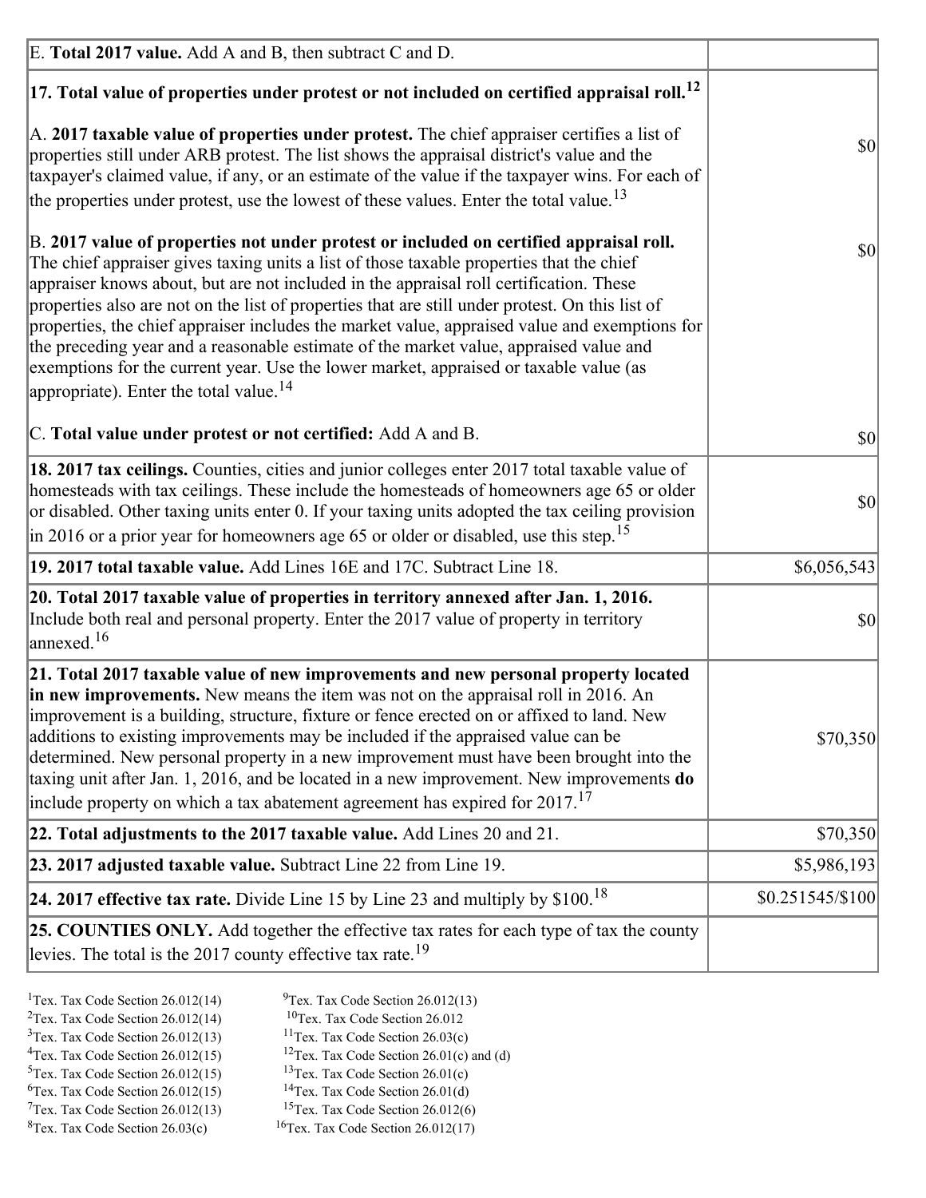| | |
|---|---|
| E. **Total 2017 value.** Add A and B, then subtract C and D. | |
| **17. Total value of properties under protest or not included on certified appraisal roll.**[12] | |
| A. **2017 taxable value of properties under protest.** The chief appraiser certifies a list of properties still under ARB protest. The list shows the appraisal district's value and the taxpayer's claimed value, if any, or an estimate of the value if the taxpayer wins. For each of the properties under protest, use the lowest of these values. Enter the total value.[13] | $0 |
| B. **2017 value of properties not under protest or included on certified appraisal roll.** The chief appraiser gives taxing units a list of those taxable properties that the chief appraiser knows about, but are not included in the appraisal roll certification. These properties also are not on the list of properties that are still under protest. On this list of properties, the chief appraiser includes the market value, appraised value and exemptions for the preceding year and a reasonable estimate of the market value, appraised value and exemptions for the current year. Use the lower market, appraised or taxable value (as appropriate). Enter the total value.[14] | $0 |
| C. **Total value under protest or not certified:** Add A and B. | $0 |
| **18. 2017 tax ceilings.** Counties, cities and junior colleges enter 2017 total taxable value of homesteads with tax ceilings. These include the homesteads of homeowners age 65 or older or disabled. Other taxing units enter 0. If your taxing units adopted the tax ceiling provision in 2016 or a prior year for homeowners age 65 or older or disabled, use this step.[15] | $0 |
| **19. 2017 total taxable value.** Add Lines 16E and 17C. Subtract Line 18. | $6,056,543 |
| **20. Total 2017 taxable value of properties in territory annexed after Jan. 1, 2016.** Include both real and personal property. Enter the 2017 value of property in territory annexed.[16] | $0 |
| **21. Total 2017 taxable value of new improvements and new personal property located in new improvements.** New means the item was not on the appraisal roll in 2016. An improvement is a building, structure, fixture or fence erected on or affixed to land. New additions to existing improvements may be included if the appraised value can be determined. New personal property in a new improvement must have been brought into the taxing unit after Jan. 1, 2016, and be located in a new improvement. New improvements **do** include property on which a tax abatement agreement has expired for 2017.[17] | $70,350 |
| **22. Total adjustments to the 2017 taxable value.** Add Lines 20 and 21. | $70,350 |
| **23. 2017 adjusted taxable value.** Subtract Line 22 from Line 19. | $5,986,193 |
| **24. 2017 effective tax rate.** Divide Line 15 by Line 23 and multiply by $100.[18] | $0.251545/$100 |
| **25. COUNTIES ONLY.** Add together the effective tax rates for each type of tax the county levies. The total is the 2017 county effective tax rate.[19] | |

[1]Tex. Tax Code Section 26.012(14)
[2]Tex. Tax Code Section 26.012(14)
[3]Tex. Tax Code Section 26.012(13)
[4]Tex. Tax Code Section 26.012(15)
[5]Tex. Tax Code Section 26.012(15)
[6]Tex. Tax Code Section 26.012(15)
[7]Tex. Tax Code Section 26.012(13)
[8]Tex. Tax Code Section 26.03(c)
[9]Tex. Tax Code Section 26.012(13)
[10]Tex. Tax Code Section 26.012
[11]Tex. Tax Code Section 26.03(c)
[12]Tex. Tax Code Section 26.01(c) and (d)
[13]Tex. Tax Code Section 26.01(c)
[14]Tex. Tax Code Section 26.01(d)
[15]Tex. Tax Code Section 26.012(6)
[16]Tex. Tax Code Section 26.012(17)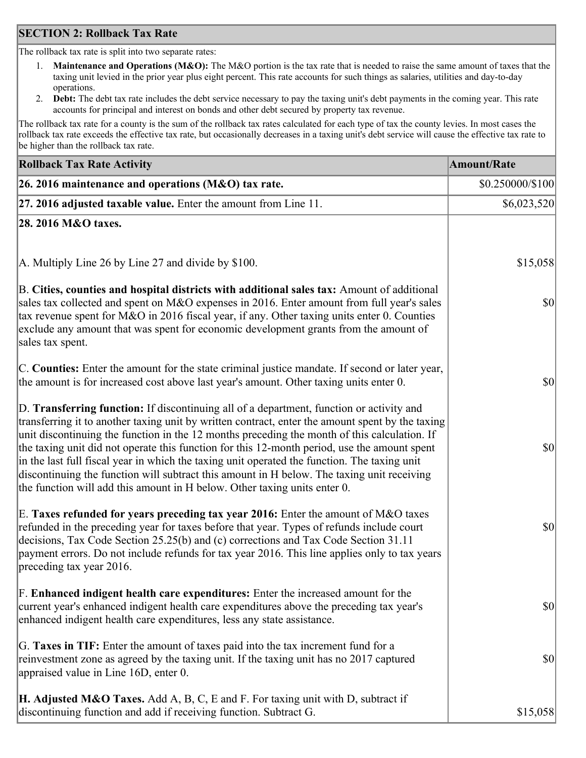## SECTION 2: Rollback Tax Rate

The rollback tax rate is split into two separate rates:

1. **Maintenance and Operations (M&O):** The M&O portion is the tax rate that is needed to raise the same amount of taxes that the taxing unit levied in the prior year plus eight percent. This rate accounts for such things as salaries, utilities and day-to-day operations.
2. **Debt:** The debt tax rate includes the debt service necessary to pay the taxing unit's debt payments in the coming year. This rate accounts for principal and interest on bonds and other debt secured by property tax revenue.

The rollback tax rate for a county is the sum of the rollback tax rates calculated for each type of tax the county levies. In most cases the rollback tax rate exceeds the effective tax rate, but occasionally decreases in a taxing unit's debt service will cause the effective tax rate to be higher than the rollback tax rate.

| Rollback Tax Rate Activity | Amount/Rate |
|---|---|
| **26. 2016 maintenance and operations (M&O) tax rate.** | $0.250000/$100 |
| **27. 2016 adjusted taxable value.** Enter the amount from Line 11. | $6,023,520 |
| **28. 2016 M&O taxes.** | |
| A. Multiply Line 26 by Line 27 and divide by $100. | $15,058 |
| B. **Cities, counties and hospital districts with additional sales tax:** Amount of additional sales tax collected and spent on M&O expenses in 2016. Enter amount from full year's sales tax revenue spent for M&O in 2016 fiscal year, if any. Other taxing units enter 0. Counties exclude any amount that was spent for economic development grants from the amount of sales tax spent. | $0 |
| C. **Counties:** Enter the amount for the state criminal justice mandate. If second or later year, the amount is for increased cost above last year's amount. Other taxing units enter 0. | $0 |
| D. **Transferring function:** If discontinuing all of a department, function or activity and transferring it to another taxing unit by written contract, enter the amount spent by the taxing unit discontinuing the function in the 12 months preceding the month of this calculation. If the taxing unit did not operate this function for this 12-month period, use the amount spent in the last full fiscal year in which the taxing unit operated the function. The taxing unit discontinuing the function will subtract this amount in H below. The taxing unit receiving the function will add this amount in H below. Other taxing units enter 0. | $0 |
| E. **Taxes refunded for years preceding tax year 2016:** Enter the amount of M&O taxes refunded in the preceding year for taxes before that year. Types of refunds include court decisions, Tax Code Section 25.25(b) and (c) corrections and Tax Code Section 31.11 payment errors. Do not include refunds for tax year 2016. This line applies only to tax years preceding tax year 2016. | $0 |
| F. **Enhanced indigent health care expenditures:** Enter the increased amount for the current year's enhanced indigent health care expenditures above the preceding tax year's enhanced indigent health care expenditures, less any state assistance. | $0 |
| G. **Taxes in TIF:** Enter the amount of taxes paid into the tax increment fund for a reinvestment zone as agreed by the taxing unit. If the taxing unit has no 2017 captured appraised value in Line 16D, enter 0. | $0 |
| **H. Adjusted M&O Taxes.** Add A, B, C, E and F. For taxing unit with D, subtract if discontinuing function and add if receiving function. Subtract G. | $15,058 |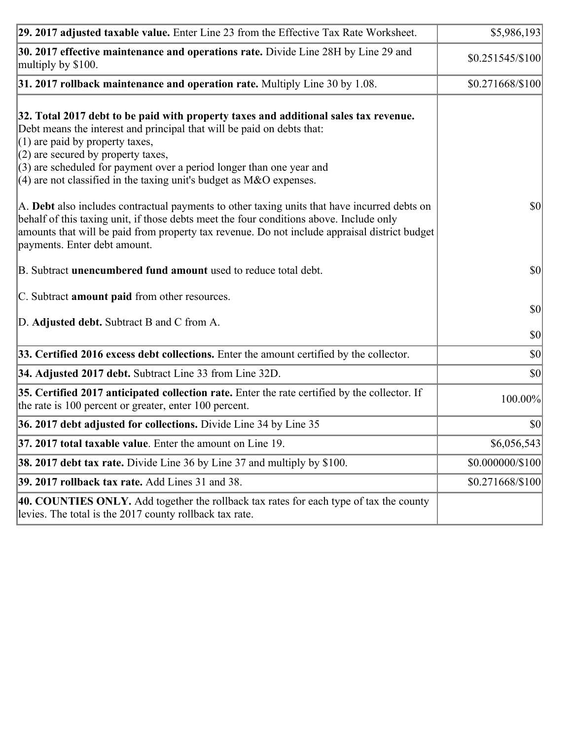| | |
|---|---|
| **29. 2017 adjusted taxable value.** Enter Line 23 from the Effective Tax Rate Worksheet. | $5,986,193 |
| **30. 2017 effective maintenance and operations rate.** Divide Line 28H by Line 29 and multiply by $100. | $0.251545/$100 |
| **31. 2017 rollback maintenance and operation rate.** Multiply Line 30 by 1.08. | $0.271668/$100 |
| **32. Total 2017 debt to be paid with property taxes and additional sales tax revenue.** Debt means the interest and principal that will be paid on debts that:<br>(1) are paid by property taxes,<br>(2) are secured by property taxes,<br>(3) are scheduled for payment over a period longer than one year and<br>(4) are not classified in the taxing unit's budget as M&O expenses.<br><br>A. **Debt** also includes contractual payments to other taxing units that have incurred debts on behalf of this taxing unit, if those debts meet the four conditions above. Include only amounts that will be paid from property tax revenue. Do not include appraisal district budget payments. Enter debt amount.<br><br>B. Subtract **unencumbered fund amount** used to reduce total debt.<br><br>C. Subtract **amount paid** from other resources.<br><br>D. **Adjusted debt.** Subtract B and C from A. | <br><br><br><br><br><br><br>$0<br><br><br><br>$0<br><br>$0<br><br>$0 |
| **33. Certified 2016 excess debt collections.** Enter the amount certified by the collector. | $0 |
| **34. Adjusted 2017 debt.** Subtract Line 33 from Line 32D. | $0 |
| **35. Certified 2017 anticipated collection rate.** Enter the rate certified by the collector. If the rate is 100 percent or greater, enter 100 percent. | 100.00% |
| **36. 2017 debt adjusted for collections.** Divide Line 34 by Line 35 | $0 |
| **37. 2017 total taxable value**. Enter the amount on Line 19. | $6,056,543 |
| **38. 2017 debt tax rate.** Divide Line 36 by Line 37 and multiply by $100. | $0.000000/$100 |
| **39. 2017 rollback tax rate.** Add Lines 31 and 38. | $0.271668/$100 |
| **40. COUNTIES ONLY.** Add together the rollback tax rates for each type of tax the county levies. The total is the 2017 county rollback tax rate. | |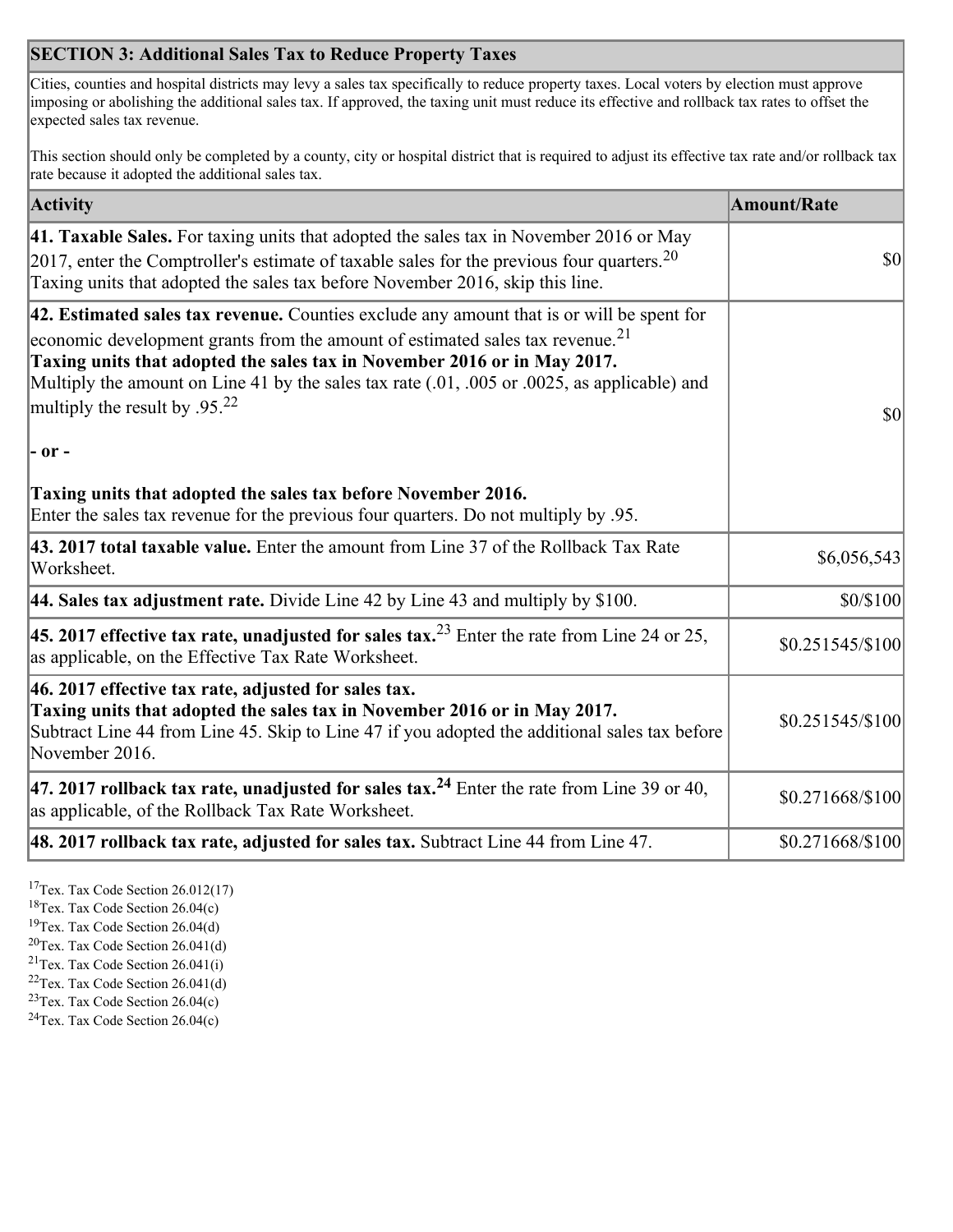## SECTION 3: Additional Sales Tax to Reduce Property Taxes

Cities, counties and hospital districts may levy a sales tax specifically to reduce property taxes. Local voters by election must approve imposing or abolishing the additional sales tax. If approved, the taxing unit must reduce its effective and rollback tax rates to offset the expected sales tax revenue.

This section should only be completed by a county, city or hospital district that is required to adjust its effective tax rate and/or rollback tax rate because it adopted the additional sales tax.

| Activity | Amount/Rate |
|---|---|
| **41. Taxable Sales.** For taxing units that adopted the sales tax in November 2016 or May 2017, enter the Comptroller's estimate of taxable sales for the previous four quarters.[20] Taxing units that adopted the sales tax before November 2016, skip this line. | $0 |
| **42. Estimated sales tax revenue.** Counties exclude any amount that is or will be spent for economic development grants from the amount of estimated sales tax revenue.[21] **Taxing units that adopted the sales tax in November 2016 or in May 2017.** Multiply the amount on Line 41 by the sales tax rate (.01, .005 or .0025, as applicable) and multiply the result by .95.[22] **- or -** **Taxing units that adopted the sales tax before November 2016.** Enter the sales tax revenue for the previous four quarters. Do not multiply by .95. | $0 |
| **43. 2017 total taxable value.** Enter the amount from Line 37 of the Rollback Tax Rate Worksheet. | $6,056,543 |
| **44. Sales tax adjustment rate.** Divide Line 42 by Line 43 and multiply by $100. | $0/$100 |
| **45. 2017 effective tax rate, unadjusted for sales tax.**[23] Enter the rate from Line 24 or 25, as applicable, on the Effective Tax Rate Worksheet. | $0.251545/$100 |
| **46. 2017 effective tax rate, adjusted for sales tax.** **Taxing units that adopted the sales tax in November 2016 or in May 2017.** Subtract Line 44 from Line 45. Skip to Line 47 if you adopted the additional sales tax before November 2016. | $0.251545/$100 |
| **47. 2017 rollback tax rate, unadjusted for sales tax.**[24] Enter the rate from Line 39 or 40, as applicable, of the Rollback Tax Rate Worksheet. | $0.271668/$100 |
| **48. 2017 rollback tax rate, adjusted for sales tax.** Subtract Line 44 from Line 47. | $0.271668/$100 |

[17] Tex. Tax Code Section 26.012(17)
[18] Tex. Tax Code Section 26.04(c)
[19] Tex. Tax Code Section 26.04(d)
[20] Tex. Tax Code Section 26.041(d)
[21] Tex. Tax Code Section 26.041(i)
[22] Tex. Tax Code Section 26.041(d)
[23] Tex. Tax Code Section 26.04(c)
[24] Tex. Tax Code Section 26.04(c)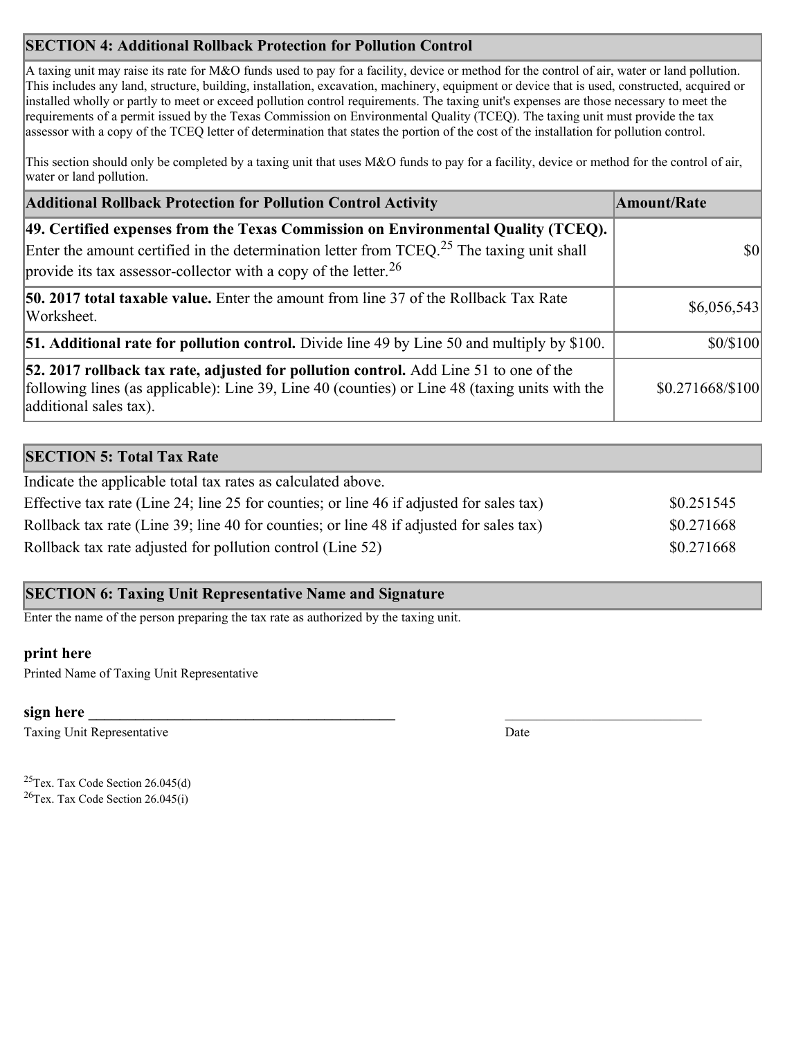## SECTION 4: Additional Rollback Protection for Pollution Control

A taxing unit may raise its rate for M&O funds used to pay for a facility, device or method for the control of air, water or land pollution. This includes any land, structure, building, installation, excavation, machinery, equipment or device that is used, constructed, acquired or installed wholly or partly to meet or exceed pollution control requirements. The taxing unit's expenses are those necessary to meet the requirements of a permit issued by the Texas Commission on Environmental Quality (TCEQ). The taxing unit must provide the tax assessor with a copy of the TCEQ letter of determination that states the portion of the cost of the installation for pollution control.

This section should only be completed by a taxing unit that uses M&O funds to pay for a facility, device or method for the control of air, water or land pollution.

| Additional Rollback Protection for Pollution Control Activity | Amount/Rate |
|---|---|
| **49. Certified expenses from the Texas Commission on Environmental Quality (TCEQ).** Enter the amount certified in the determination letter from TCEQ.[25] The taxing unit shall provide its tax assessor-collector with a copy of the letter.[26] | $0 |
| **50. 2017 total taxable value.** Enter the amount from line 37 of the Rollback Tax Rate Worksheet. | $6,056,543 |
| **51. Additional rate for pollution control.** Divide line 49 by Line 50 and multiply by $100. | $0/$100 |
| **52. 2017 rollback tax rate, adjusted for pollution control.** Add Line 51 to one of the following lines (as applicable): Line 39, Line 40 (counties) or Line 48 (taxing units with the additional sales tax). | $0.271668/$100 |

## SECTION 5: Total Tax Rate

Indicate the applicable total tax rates as calculated above.

| | |
|---|---|
| Effective tax rate (Line 24; line 25 for counties; or line 46 if adjusted for sales tax) | $0.251545 |
| Rollback tax rate (Line 39; line 40 for counties; or line 48 if adjusted for sales tax) | $0.271668 |
| Rollback tax rate adjusted for pollution control (Line 52) | $0.271668 |

## SECTION 6: Taxing Unit Representative Name and Signature

Enter the name of the person preparing the tax rate as authorized by the taxing unit.

**print here**

Printed Name of Taxing Unit Representative

**sign here** ________________________________________ ____________________________

Taxing Unit Representative Date

[25]Tex. Tax Code Section 26.045(d)

[26]Tex. Tax Code Section 26.045(i)